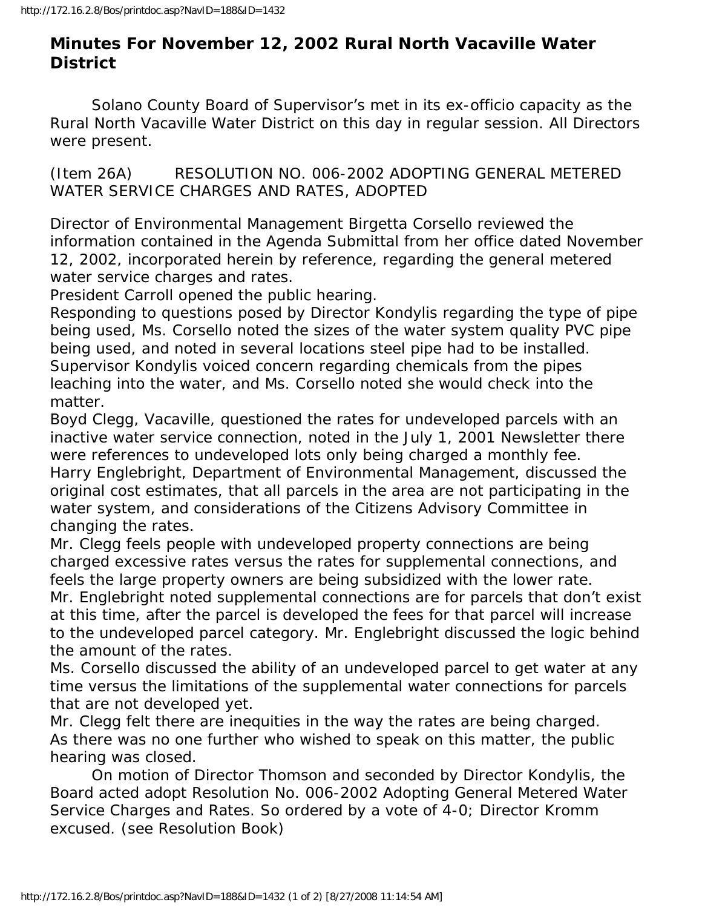# Minutes For November 12, 2002 Rural North Vacaville Water District

Solano County Board of Supervisor's met in its ex-officio capacity as the Rural North Vacaville Water District on this day in regular session. All Directors were present.

(Item 26A) RESOLUTION NO. 006-2002 ADOPTING GENERAL METERED WATER SERVICE CHARGES AND RATES, ADOPTED

Director of Environmental Management Birgetta Corsello reviewed the information contained in the Agenda Submittal from her office dated November 12, 2002, incorporated herein by reference, regarding the general metered water service charges and rates.

President Carroll opened the public hearing.

Responding to questions posed by Director Kondylis regarding the type of pipe being used, Ms. Corsello noted the sizes of the water system quality PVC pipe being used, and noted in several locations steel pipe had to be installed.

Supervisor Kondylis voiced concern regarding chemicals from the pipes leaching into the water, and Ms. Corsello noted she would check into the matter.

Boyd Clegg, Vacaville, questioned the rates for undeveloped parcels with an inactive water service connection, noted in the July 1, 2001 Newsletter there were references to undeveloped lots only being charged a monthly fee.

Harry Englebright, Department of Environmental Management, discussed the original cost estimates, that all parcels in the area are not participating in the water system, and considerations of the Citizens Advisory Committee in changing the rates.

Mr. Clegg feels people with undeveloped property connections are being charged excessive rates versus the rates for supplemental connections, and feels the large property owners are being subsidized with the lower rate.

Mr. Englebright noted supplemental connections are for parcels that don't exist at this time, after the parcel is developed the fees for that parcel will increase to the undeveloped parcel category. Mr. Englebright discussed the logic behind the amount of the rates.

Ms. Corsello discussed the ability of an undeveloped parcel to get water at any time versus the limitations of the supplemental water connections for parcels that are not developed yet.

Mr. Clegg felt there are inequities in the way the rates are being charged.

As there was no one further who wished to speak on this matter, the public hearing was closed.

On motion of Director Thomson and seconded by Director Kondylis, the Board acted adopt Resolution No. 006-2002 Adopting General Metered Water Service Charges and Rates. So ordered by a vote of 4-0; Director Kromm excused. (see Resolution Book)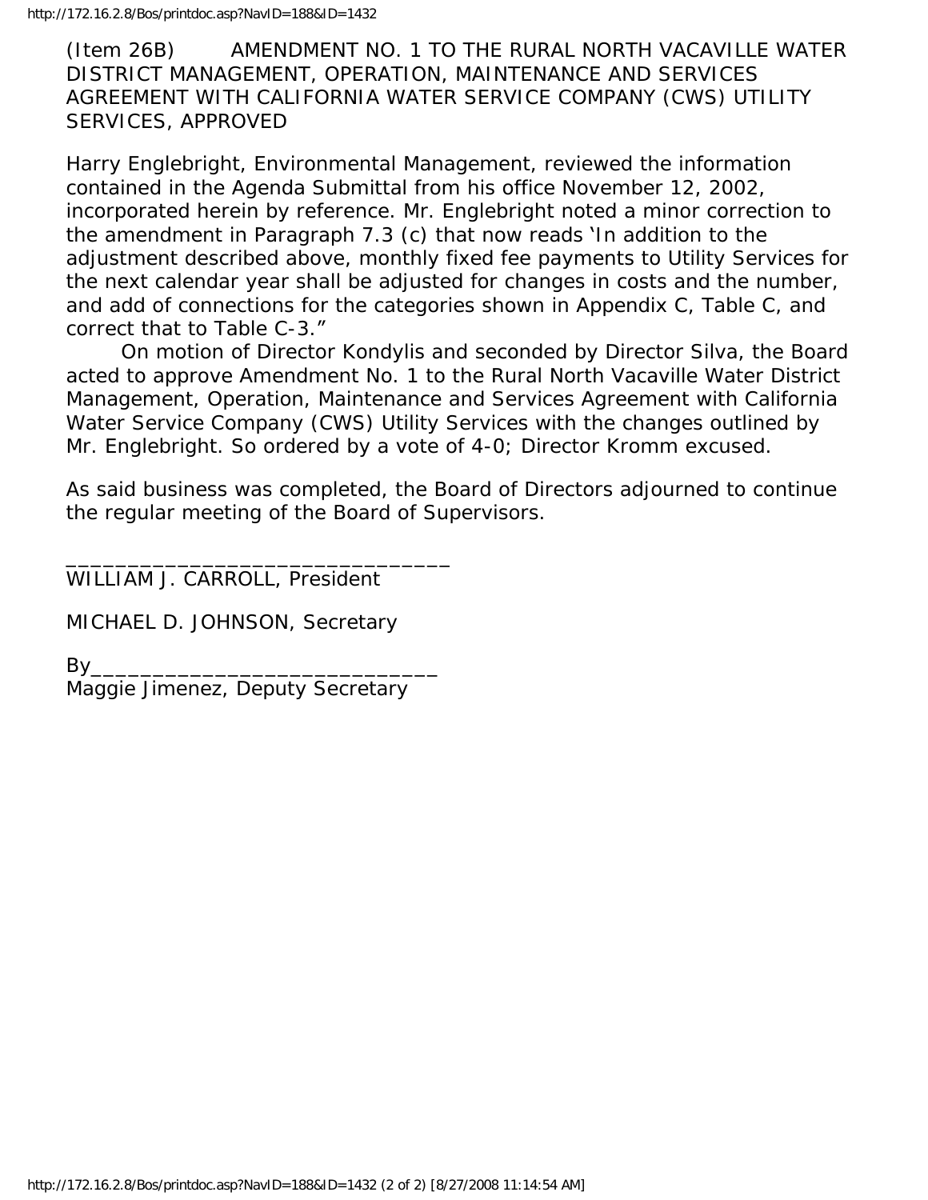(Item 26B) AMENDMENT NO. 1 TO THE RURAL NORTH VACAVILLE WATER DISTRICT MANAGEMENT, OPERATION, MAINTENANCE AND SERVICES AGREEMENT WITH CALIFORNIA WATER SERVICE COMPANY (CWS) UTILITY SERVICES, APPROVED

Harry Englebright, Environmental Management, reviewed the information contained in the Agenda Submittal from his office November 12, 2002, incorporated herein by reference. Mr. Englebright noted a minor correction to the amendment in Paragraph 7.3 (c) that now reads 'In addition to the adjustment described above, monthly fixed fee payments to Utility Services for the next calendar year shall be adjusted for changes in costs and the number, and add of connections for the categories shown in Appendix C, Table C, and correct that to Table C-3."

On motion of Director Kondylis and seconded by Director Silva, the Board acted to approve Amendment No. 1 to the Rural North Vacaville Water District Management, Operation, Maintenance and Services Agreement with California Water Service Company (CWS) Utility Services with the changes outlined by Mr. Englebright. So ordered by a vote of 4-0; Director Kromm excused.

As said business was completed, the Board of Directors adjourned to continue the regular meeting of the Board of Supervisors.

________________________________
WILLIAM J. CARROLL, President

MICHAEL D. JOHNSON, Secretary

By____________________________
Maggie Jimenez, Deputy Secretary